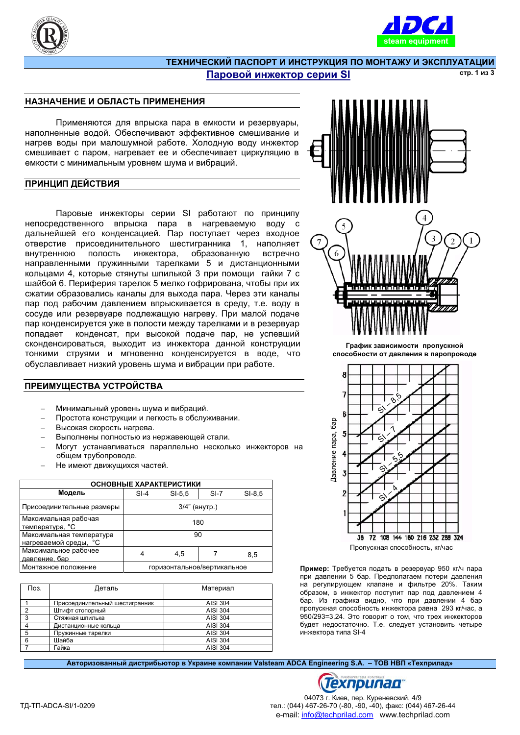# ТЕХНИЧЕСКИЙ ПАСПОРТ И ИНСТРУКЦИЯ ПО МОНТАЖУ И ЭКСПЛУАТАЦИИ

## Паровой инжектор серии SI

## НАЗНАЧЕНИЕ И ОБЛАСТЬ ПРИМЕНЕНИЯ

Применяются для впрыска пара в емкости и резервуары, наполненные водой. Обеспечивают эффективное смешивание и нагрев воды при малошумной работе. Холодную воду инжектор смешивает с паром, нагревает ее и обеспечивает циркуляцию в емкости с минимальным уровнем шума и вибраций.

## ПРИНЦИП ДЕЙСТВИЯ

Паровые инжекторы серии SI работают по принципу непосредственного впрыска пара в нагреваемую воду с дальнейшей его конденсацией. Пар поступает через отверстие присоединительного шестигранника 1, наполняет внутреннюю полость инжектора, образованную встречно направленными пружинными тарелками 5 и дистанционными кольцами 4, которые стянуты шпилькой 3 при помощи гайки 7 с шайбой 6. Периферия тарелок 5 мелко гофрирована, чтобы при их сжатии образовались каналы для выхода пара. Через эти каналы пар под рабочим давлением впрыскивается в среду, т.е. воду в сосуде или резервуаре подлежащую нагреву. При малой подаче пар конденсируется уже в полости между тарелками и в резервуар попадает конденсат, при высокой подаче пар, не успевший сконденсироваться, выходит из инжектора данной конструкции тонкими струями и мгновенно конденсируется в воде, что обуславливает низкий уровень шума и вибрации при работе.

## ПРЕИМУЩЕСТВА УСТРОЙСТВА

- Минимальный уровень шума и вибраций.
- Простота конструкции и легкость в обслуживании.
- Высокая скорость нагрева.
- Выполнены полностью из нержавеющей стали.
- Могут устанавливаться параллельно несколько инжекторов на общем трубопроводе.
- Не имеют движущихся частей.

**ОСНОВНЫЕ ХАРАКТЕРИСТИКИ**

| Модель | SI-4 | SI-5,5 | SI-7 | SI-8,5 |
|---|---|---|---|---|
| Присоединительные размеры | 3/4" (внутр.) | | | |
| Максимальная рабочая температура, °C | 180 | | | |
| Максимальная температура нагреваемой среды, °C | 90 | | | |
| Максимальное рабочее давление, бар | 4 | 4,5 | 7 | 8,5 |
| Монтажное положение | горизонтальное/вертикальное | | | |

| Поз. | Деталь | Материал |
|---|---|---|
| 1 | Присоединительный шестигранник | AISI 304 |
| 2 | Штифт стопорный | AISI 304 |
| 3 | Стяжная шпилька | AISI 304 |
| 4 | Дистанционные кольца | AISI 304 |
| 5 | Пружинные тарелки | AISI 304 |
| 6 | Шайба | AISI 304 |
| 7 | Гайка | AISI 304 |

**График зависимости пропускной способности от давления в паропроводе**

Давление пара, бар (1–8); Пропускная способность, кг/час (36, 72, 108, 144, 180, 216, 252, 288, 324); линии: SI – 4, SI – 5,5, SI – 7, SI – 8,5

**Пример:** Требуется подать в резервуар 950 кг/ч пара при давлении 5 бар. Предполагаем потери давления на регулирующем клапане и фильтре 20%. Таким образом, в инжектор поступит пар под давлением 4 бар. Из графика видно, что при давлении 4 бар пропускная способность инжектора равна 293 кг/час, а 950/293=3,24. Это говорит о том, что трех инжекторов будет недостаточно. Т.е. следует установить четыре инжектора типа SI-4

Авторизованный дистрибьютор в Украине компании Valsteam ADCA Engineering S.A. – ТОВ НВП «Техприлад»

04073 г. Киев, пер. Куреневский, 4/9
тел.: (044) 467-26-70 (-80, -90, -40), факс: (044) 467-26-44
e-mail: info@techprilad.com www.techprilad.com

ТД-ТП-ADCA-SI/1-0209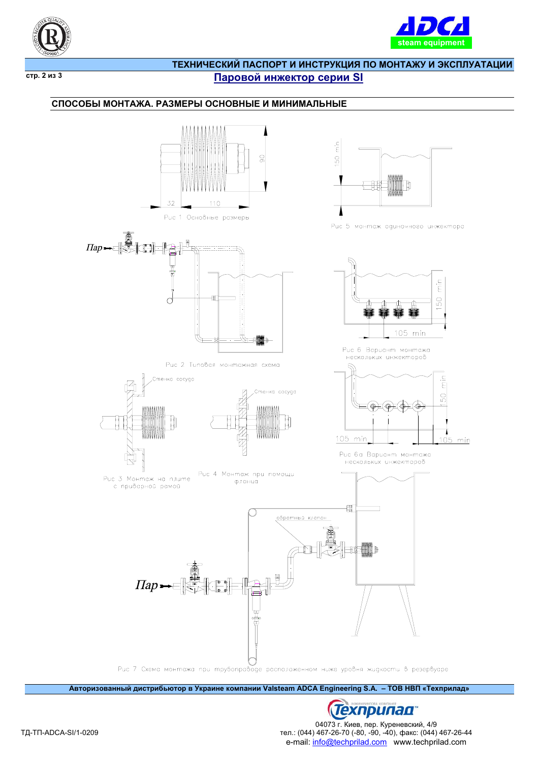# ТЕХНИЧЕСКИЙ ПАСПОРТ И ИНСТРУКЦИЯ ПО МОНТАЖУ И ЭКСПЛУАТАЦИИ

## Паровой инжектор серии SI

### СПОСОБЫ МОНТАЖА. РАЗМЕРЫ ОСНОВНЫЕ И МИНИМАЛЬНЫЕ

90

32 110

Рис 1 Основные размеры

150 min

Рис 5 монтаж одиночного инжектора

Пар

Рис 2 Типовая монтажная схема

150 min

105 min

Рис 6 Вариант монтажа нескольких инжекторов

Стенка сосуда

Стенка сосуда

Рис 3 Монтаж на плите с приварной рамой

Рис 4 Монтаж при помощи фланца

150 min

105 min 105 min

Рис 6а Вариант монтажа нескольких инжекторов

обратный клапан

Пар

Рис 7 Схема монтажа при трубопроводе расположенном ниже уровня жидкости в резервуаре

**Авторизованный дистрибьютор в Украине компании Valsteam ADCA Engineering S.A. – ТОВ НВП «Техприлад»**

Техприлад

04073 г. Киев, пер. Куреневский, 4/9

тел.: (044) 467-26-70 (-80, -90, -40), факс: (044) 467-26-44

e-mail: info@techprilad.com www.techprilad.com

ТД-ТП-ADCA-SI/1-0209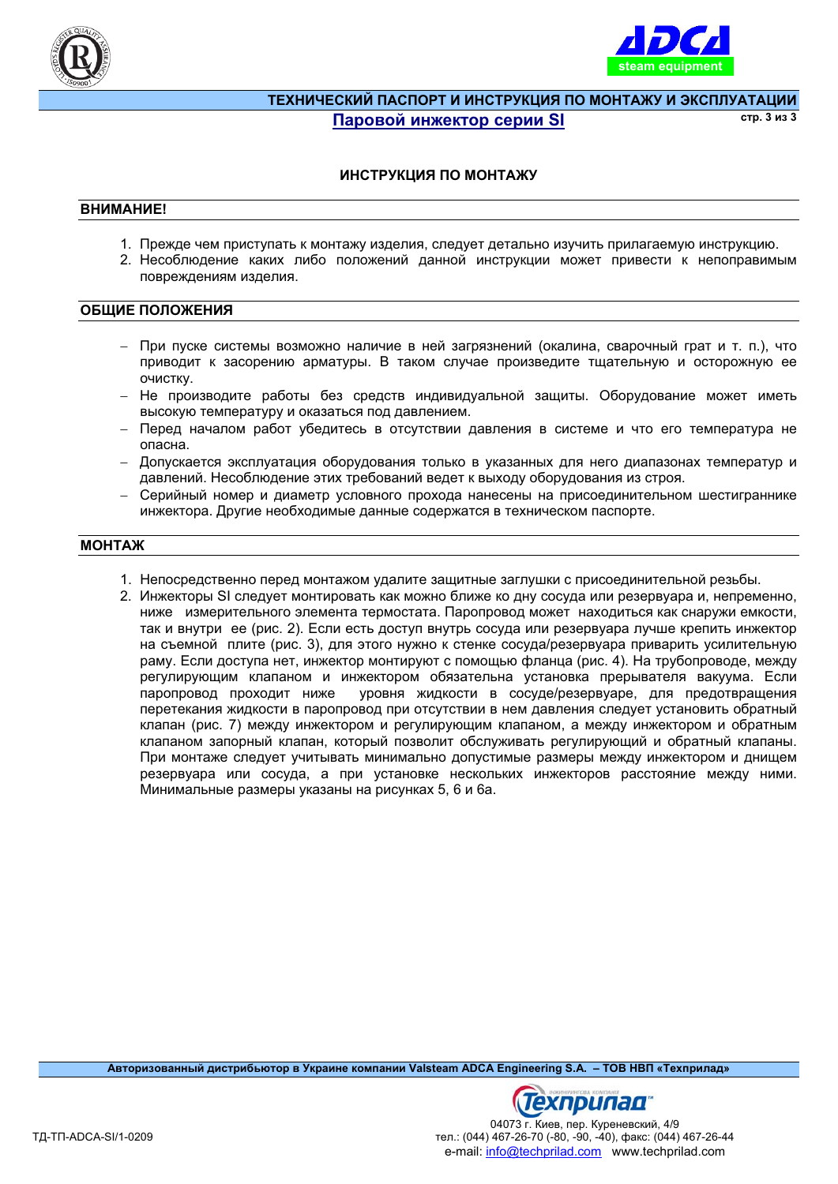## ИНСТРУКЦИЯ ПО МОНТАЖУ

### ВНИМАНИЕ!

1. Прежде чем приступать к монтажу изделия, следует детально изучить прилагаемую инструкцию.
2. Несоблюдение каких либо положений данной инструкции может привести к непоправимым повреждениям изделия.

### ОБЩИЕ ПОЛОЖЕНИЯ

- При пуске системы возможно наличие в ней загрязнений (окалина, сварочный грат и т. п.), что приводит к засорению арматуры. В таком случае произведите тщательную и осторожную ее очистку.
- Не производите работы без средств индивидуальной защиты. Оборудование может иметь высокую температуру и оказаться под давлением.
- Перед началом работ убедитесь в отсутствии давления в системе и что его температура не опасна.
- Допускается эксплуатация оборудования только в указанных для него диапазонах температур и давлений. Несоблюдение этих требований ведет к выходу оборудования из строя.
- Серийный номер и диаметр условного прохода нанесены на присоединительном шестиграннике инжектора. Другие необходимые данные содержатся в техническом паспорте.

### МОНТАЖ

1. Непосредственно перед монтажом удалите защитные заглушки с присоединительной резьбы.
2. Инжекторы SI следует монтировать как можно ближе ко дну сосуда или резервуара и, непременно, ниже измерительного элемента термостата. Паропровод может находиться как снаружи емкости, так и внутри ее (рис. 2). Если есть доступ внутрь сосуда или резервуара лучше крепить инжектор на съемной плите (рис. 3), для этого нужно к стенке сосуда/резервуара приварить усилительную раму. Если доступа нет, инжектор монтируют с помощью фланца (рис. 4). На трубопроводе, между регулирующим клапаном и инжектором обязательна установка прерывателя вакуума. Если паропровод проходит ниже уровня жидкости в сосуде/резервуаре, для предотвращения перетекания жидкости в паропровод при отсутствии в нем давления следует установить обратный клапан (рис. 7) между инжектором и регулирующим клапаном, а между инжектором и обратным клапаном запорный клапан, который позволит обслуживать регулирующий и обратный клапаны. При монтаже следует учитывать минимально допустимые размеры между инжектором и днищем резервуара или сосуда, а при установке нескольких инжекторов расстояние между ними. Минимальные размеры указаны на рисунках 5, 6 и 6а.